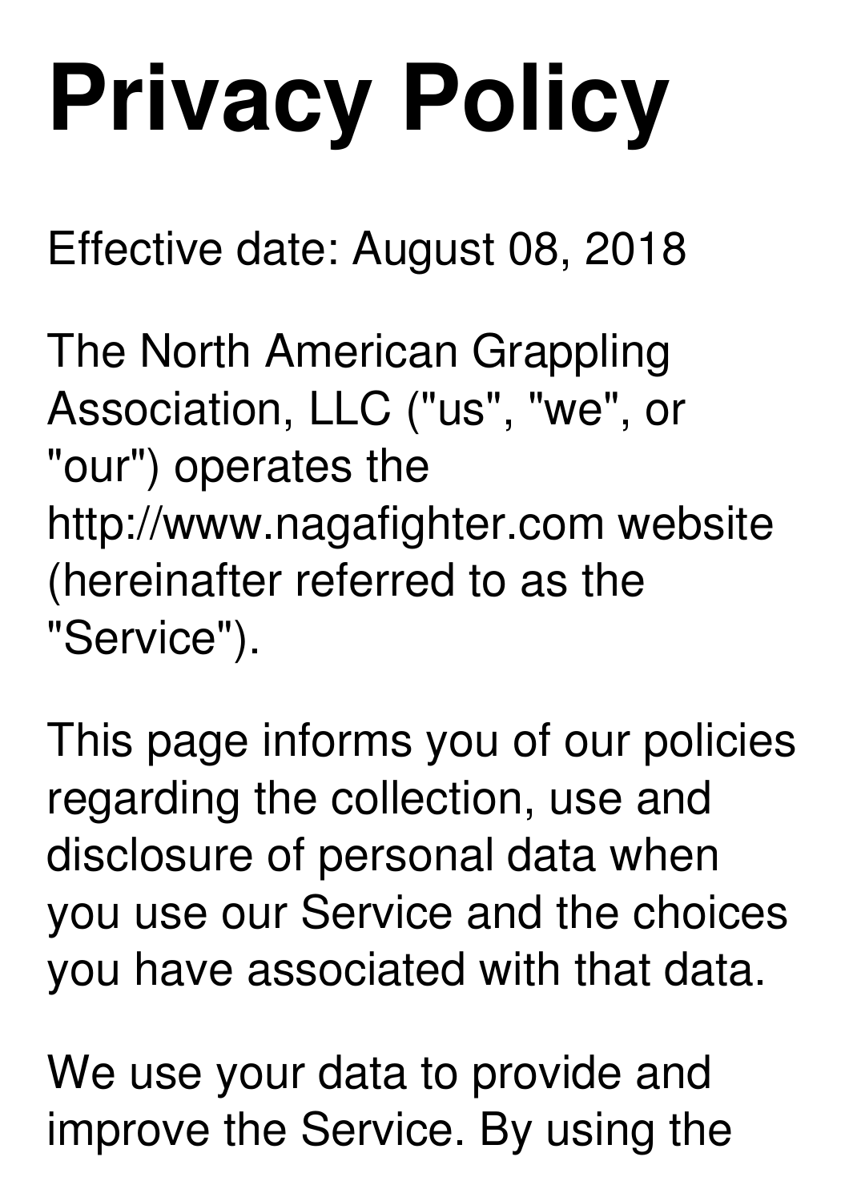# Privacy Policy

Effective date: August 08, 2018

The North American Grappling Association, LLC ("us", "we", or "our") operates the http://www.nagafighter.com website (hereinafter referred to as the "Service").

This page informs you of our policies regarding the collection, use and disclosure of personal data when you use our Service and the choices you have associated with that data.

We use your data to provide and improve the Service. By using the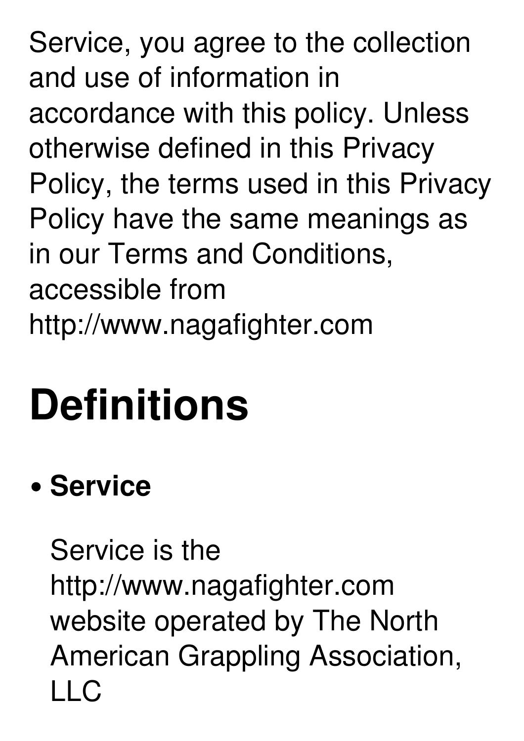Service, you agree to the collection and use of information in accordance with this policy. Unless otherwise defined in this Privacy Policy, the terms used in this Privacy Policy have the same meanings as in our Terms and Conditions, accessible from http://www.nagafighter.com

# Definitions

- **Service**

  Service is the http://www.nagafighter.com website operated by The North American Grappling Association, LLC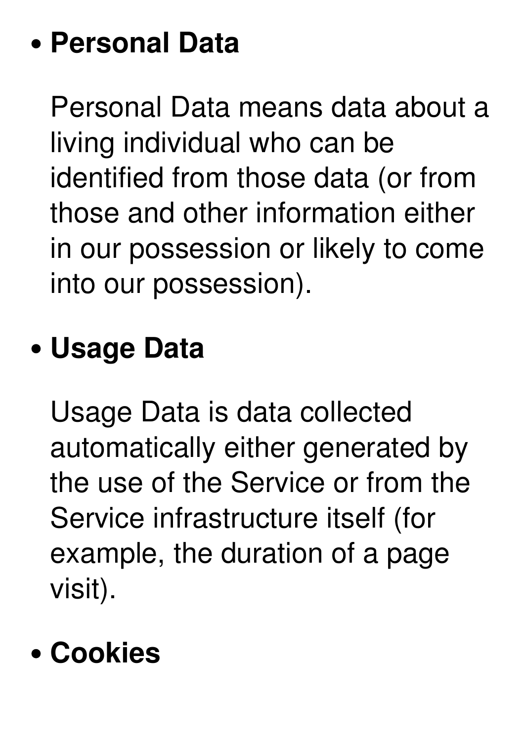- **Personal Data**

  Personal Data means data about a living individual who can be identified from those data (or from those and other information either in our possession or likely to come into our possession).

- **Usage Data**

  Usage Data is data collected automatically either generated by the use of the Service or from the Service infrastructure itself (for example, the duration of a page visit).

- **Cookies**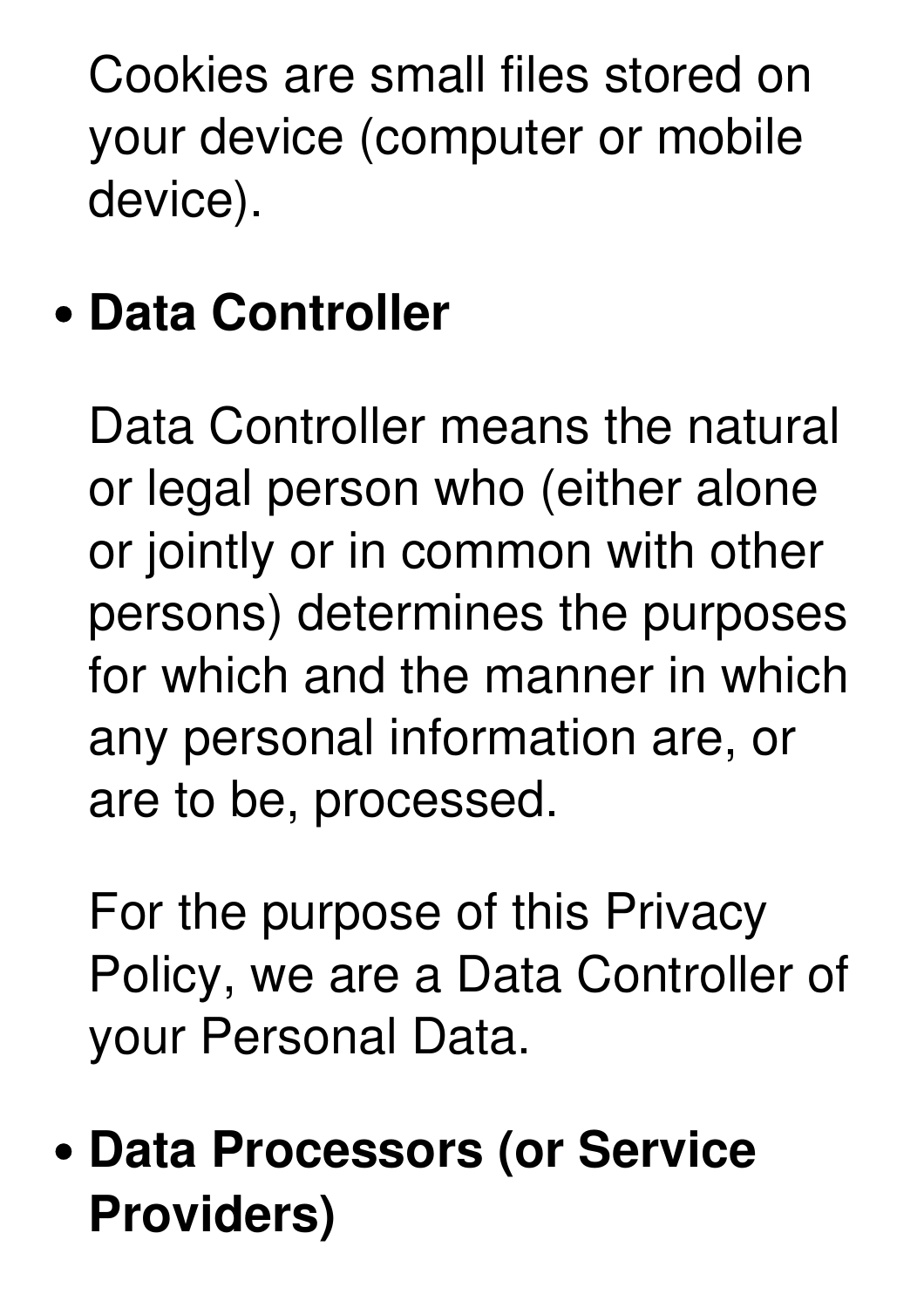Cookies are small files stored on your device (computer or mobile device).

- **Data Controller**

  Data Controller means the natural or legal person who (either alone or jointly or in common with other persons) determines the purposes for which and the manner in which any personal information are, or are to be, processed.

  For the purpose of this Privacy Policy, we are a Data Controller of your Personal Data.

- **Data Processors (or Service Providers)**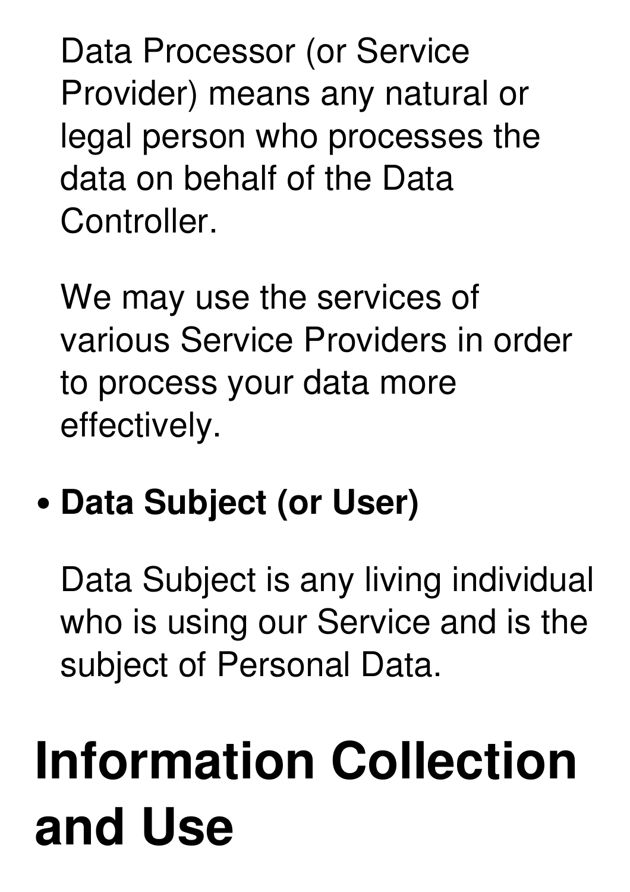Data Processor (or Service Provider) means any natural or legal person who processes the data on behalf of the Data Controller.

We may use the services of various Service Providers in order to process your data more effectively.

- **Data Subject (or User)**

  Data Subject is any living individual who is using our Service and is the subject of Personal Data.

# Information Collection and Use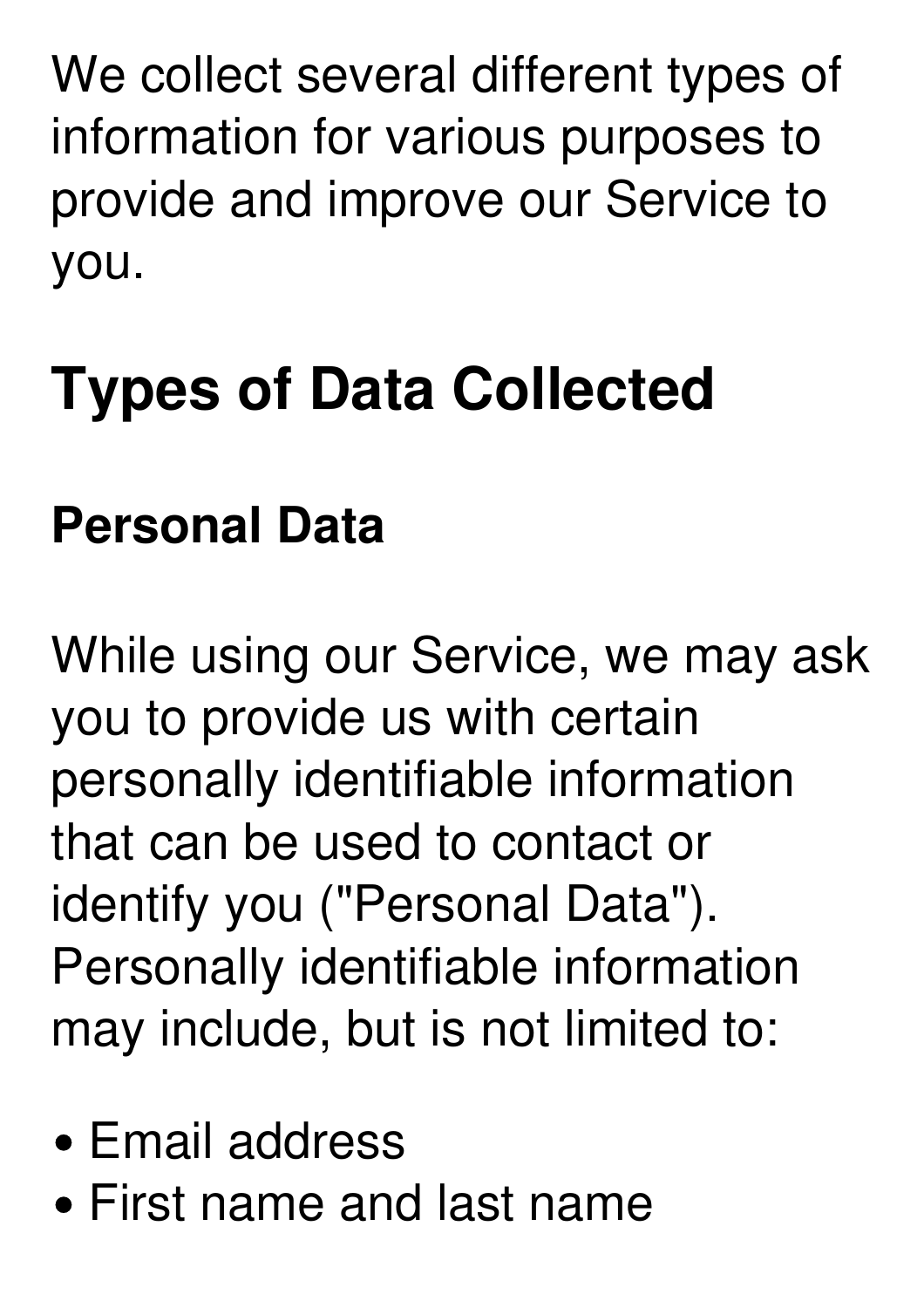We collect several different types of information for various purposes to provide and improve our Service to you.

## Types of Data Collected

### Personal Data

While using our Service, we may ask you to provide us with certain personally identifiable information that can be used to contact or identify you ("Personal Data"). Personally identifiable information may include, but is not limited to:

- Email address
- First name and last name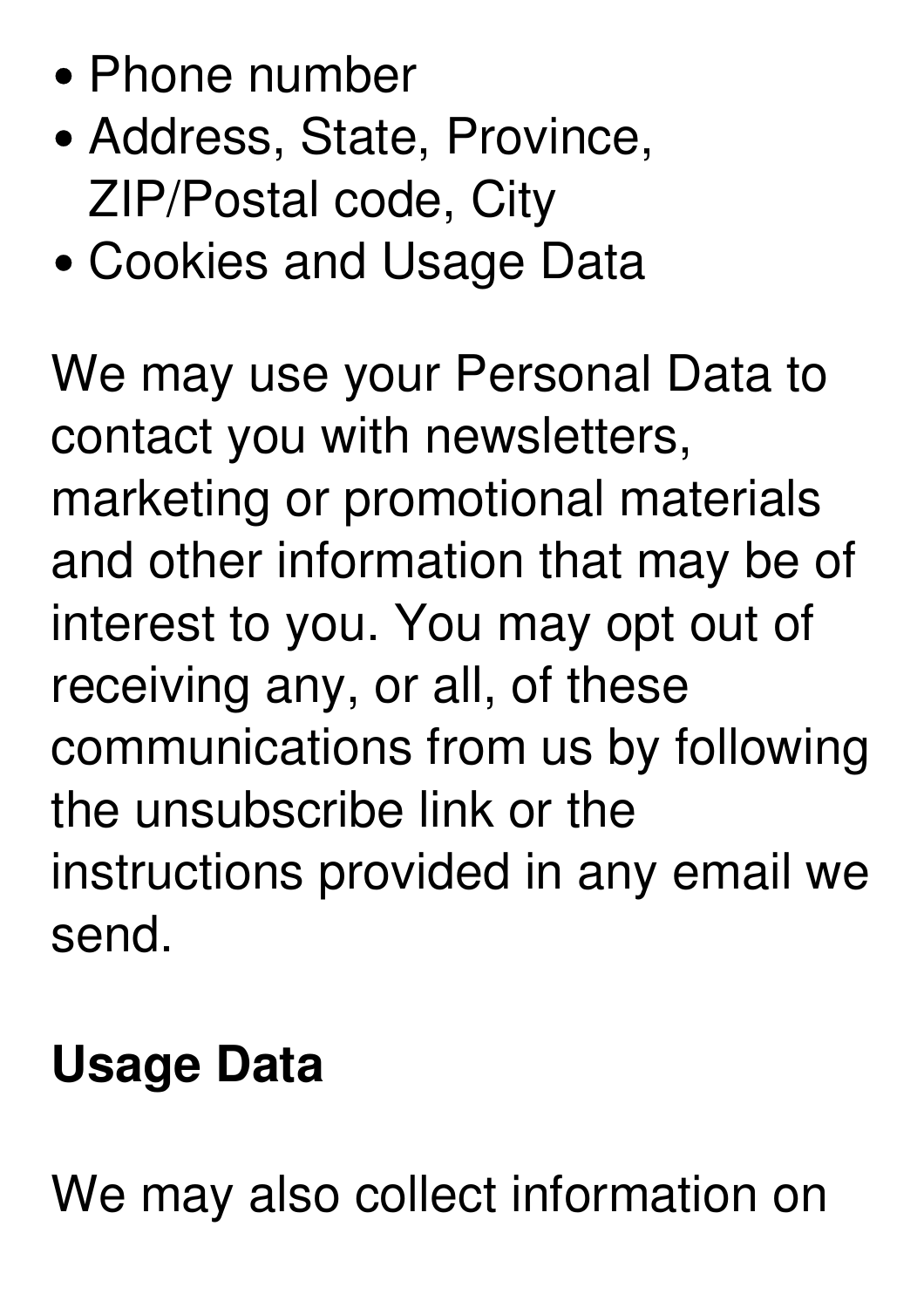- Phone number
- Address, State, Province, ZIP/Postal code, City
- Cookies and Usage Data

We may use your Personal Data to contact you with newsletters, marketing or promotional materials and other information that may be of interest to you. You may opt out of receiving any, or all, of these communications from us by following the unsubscribe link or the instructions provided in any email we send.

**Usage Data**

We may also collect information on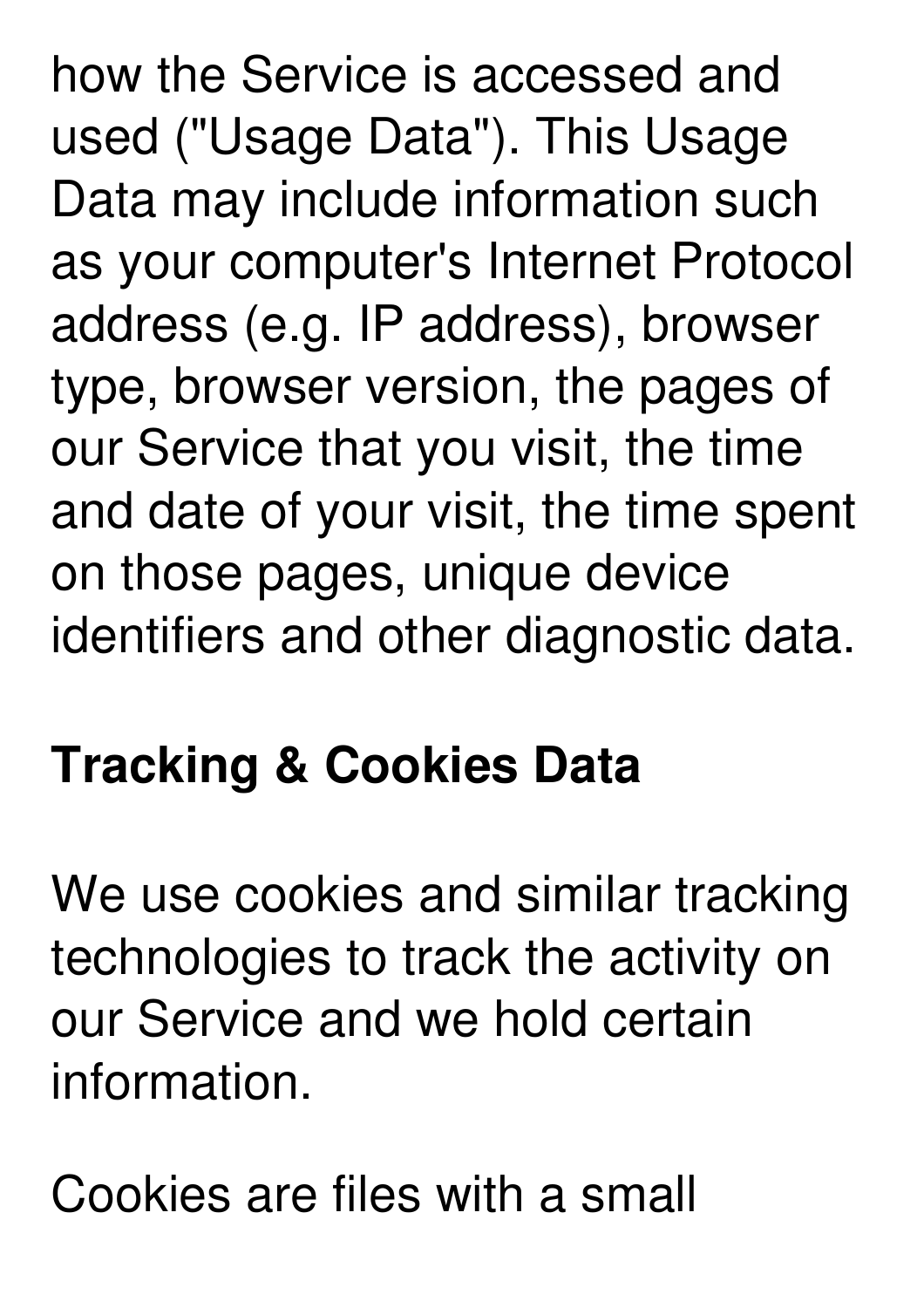how the Service is accessed and used ("Usage Data"). This Usage Data may include information such as your computer's Internet Protocol address (e.g. IP address), browser type, browser version, the pages of our Service that you visit, the time and date of your visit, the time spent on those pages, unique device identifiers and other diagnostic data.

**Tracking & Cookies Data**

We use cookies and similar tracking technologies to track the activity on our Service and we hold certain information.

Cookies are files with a small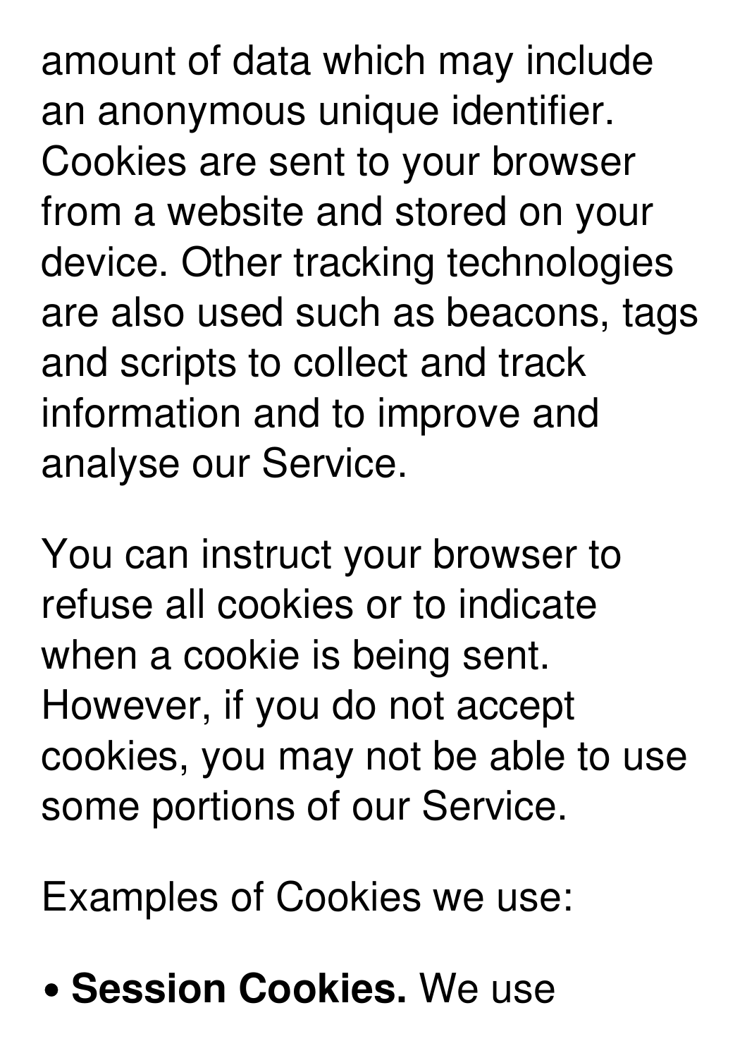amount of data which may include an anonymous unique identifier. Cookies are sent to your browser from a website and stored on your device. Other tracking technologies are also used such as beacons, tags and scripts to collect and track information and to improve and analyse our Service.

You can instruct your browser to refuse all cookies or to indicate when a cookie is being sent. However, if you do not accept cookies, you may not be able to use some portions of our Service.

Examples of Cookies we use:

- **Session Cookies.** We use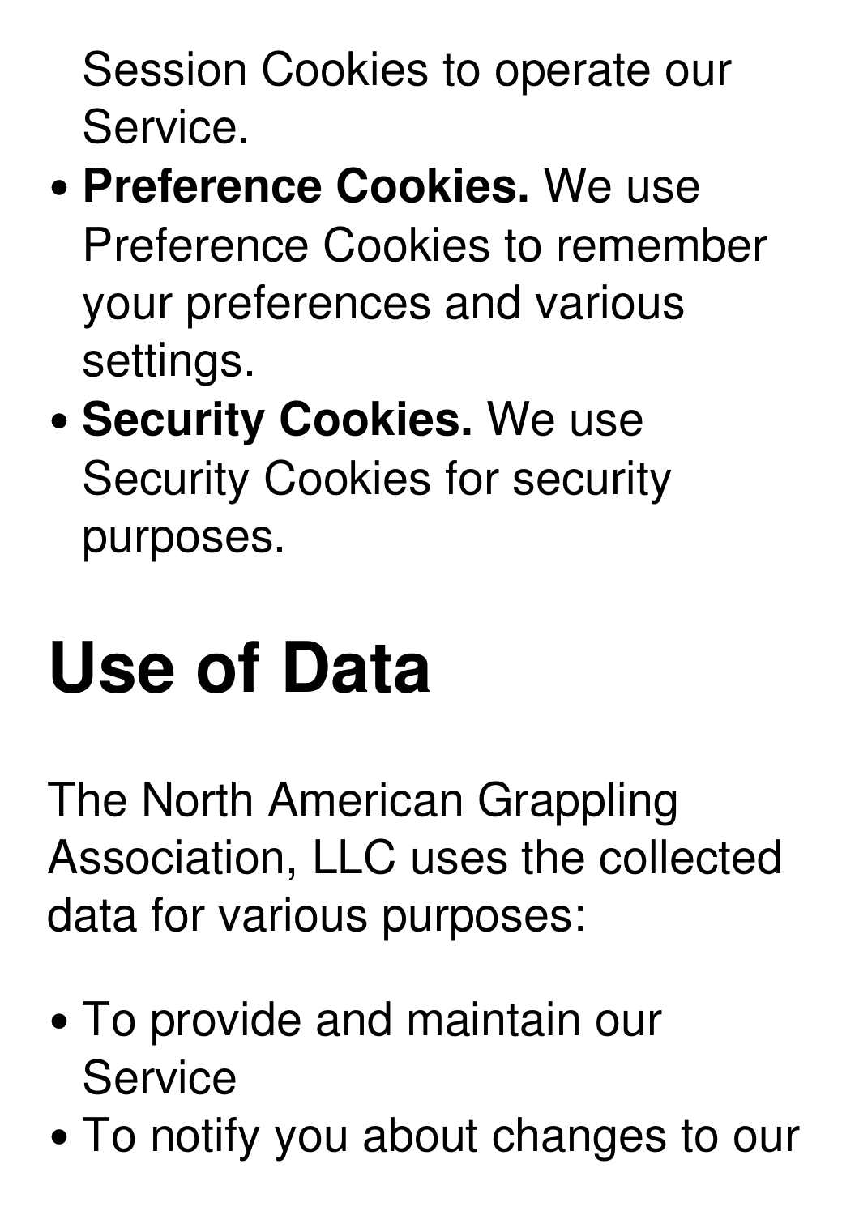Session Cookies to operate our Service.

- **Preference Cookies.** We use Preference Cookies to remember your preferences and various settings.
- **Security Cookies.** We use Security Cookies for security purposes.

# Use of Data

The North American Grappling Association, LLC uses the collected data for various purposes:

- To provide and maintain our Service
- To notify you about changes to our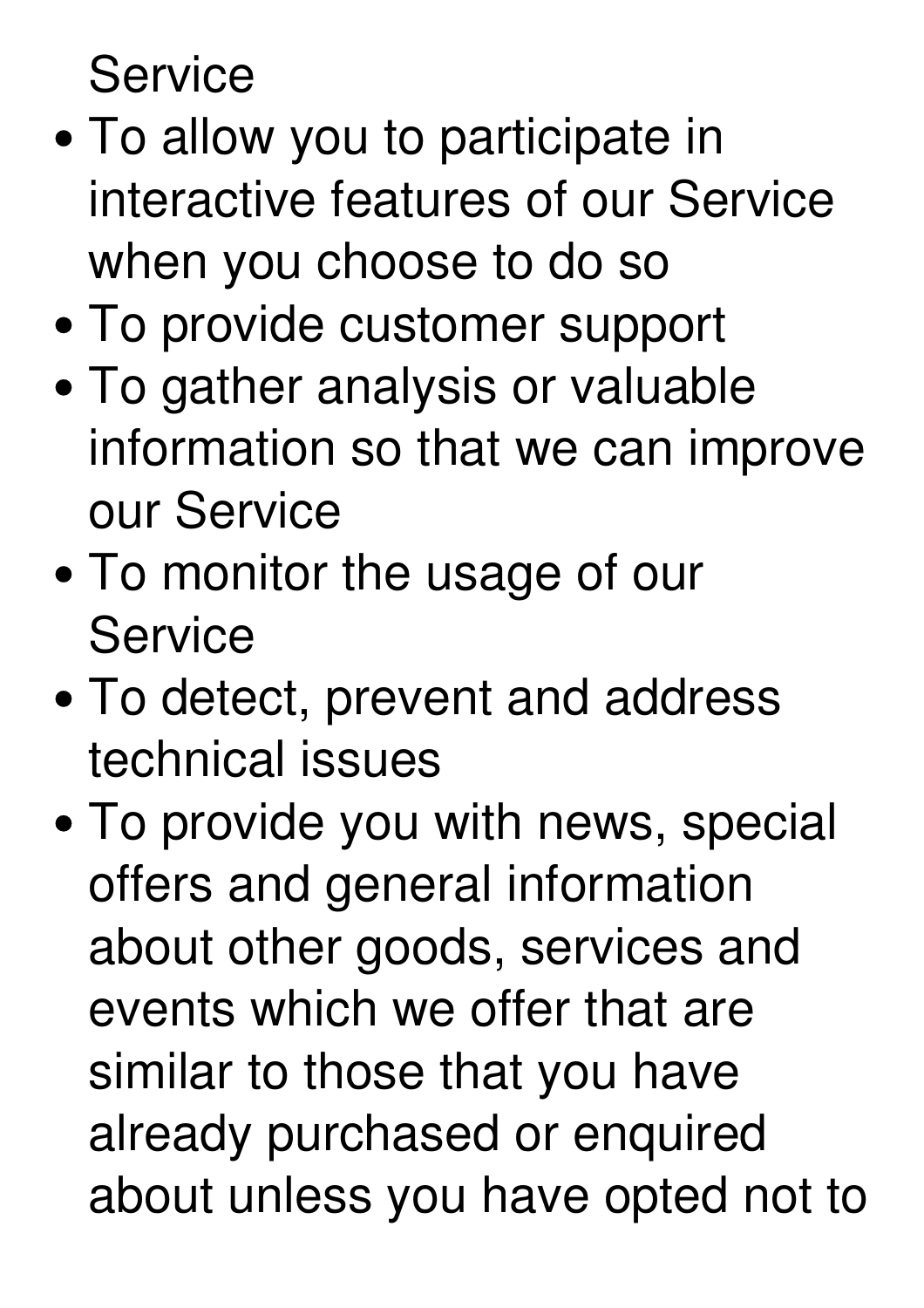Service

- To allow you to participate in interactive features of our Service when you choose to do so
- To provide customer support
- To gather analysis or valuable information so that we can improve our Service
- To monitor the usage of our Service
- To detect, prevent and address technical issues
- To provide you with news, special offers and general information about other goods, services and events which we offer that are similar to those that you have already purchased or enquired about unless you have opted not to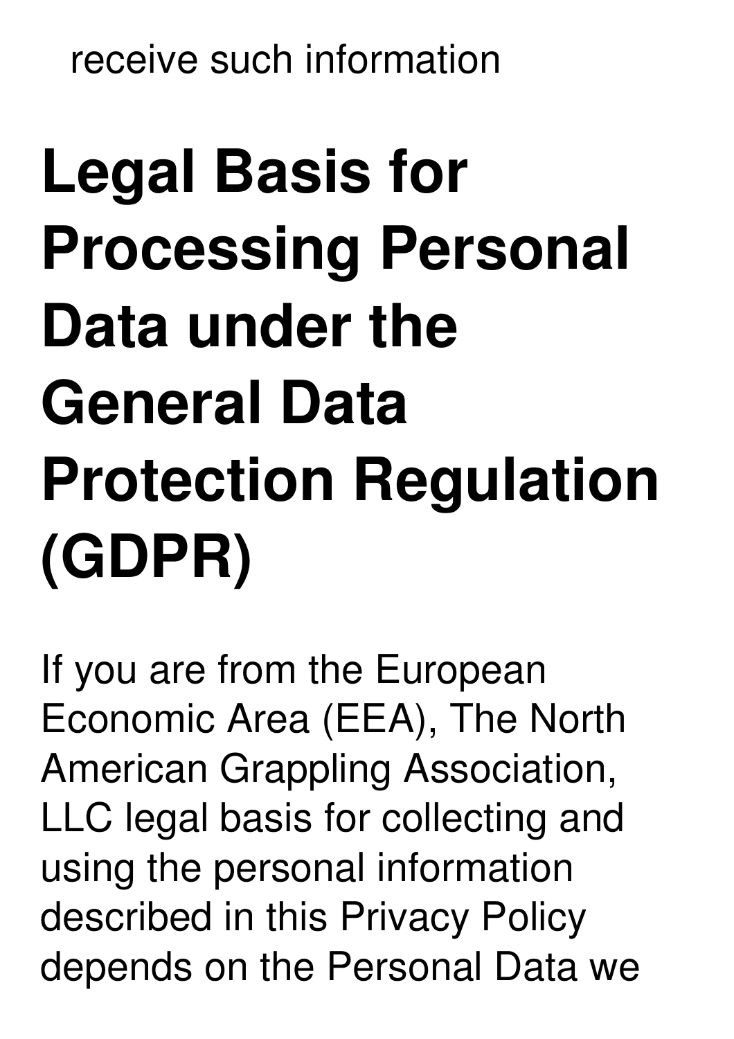receive such information

# Legal Basis for Processing Personal Data under the General Data Protection Regulation (GDPR)

If you are from the European Economic Area (EEA), The North American Grappling Association, LLC legal basis for collecting and using the personal information described in this Privacy Policy depends on the Personal Data we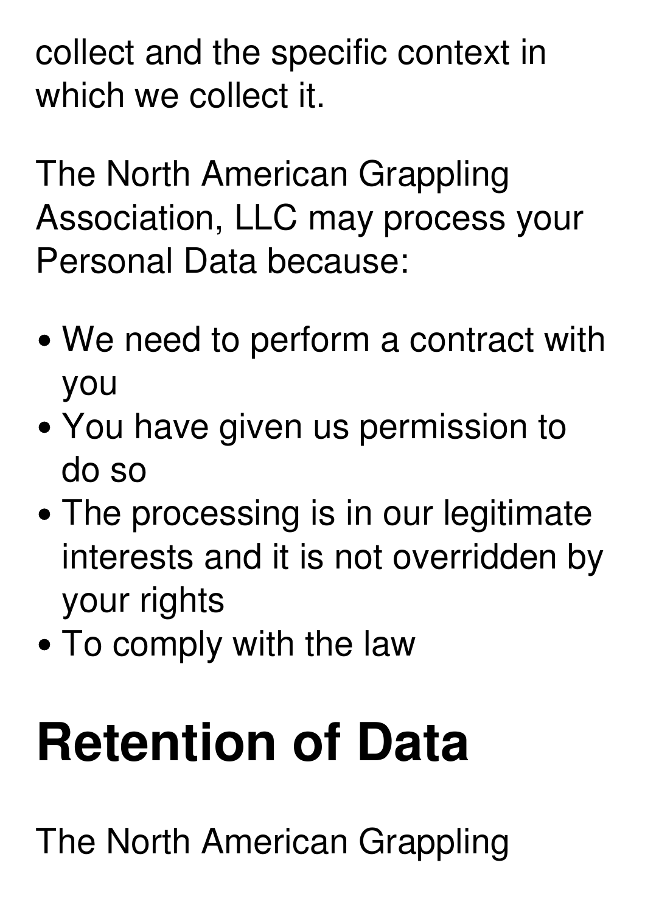collect and the specific context in which we collect it.

The North American Grappling Association, LLC may process your Personal Data because:

- We need to perform a contract with you
- You have given us permission to do so
- The processing is in our legitimate interests and it is not overridden by your rights
- To comply with the law

# Retention of Data

The North American Grappling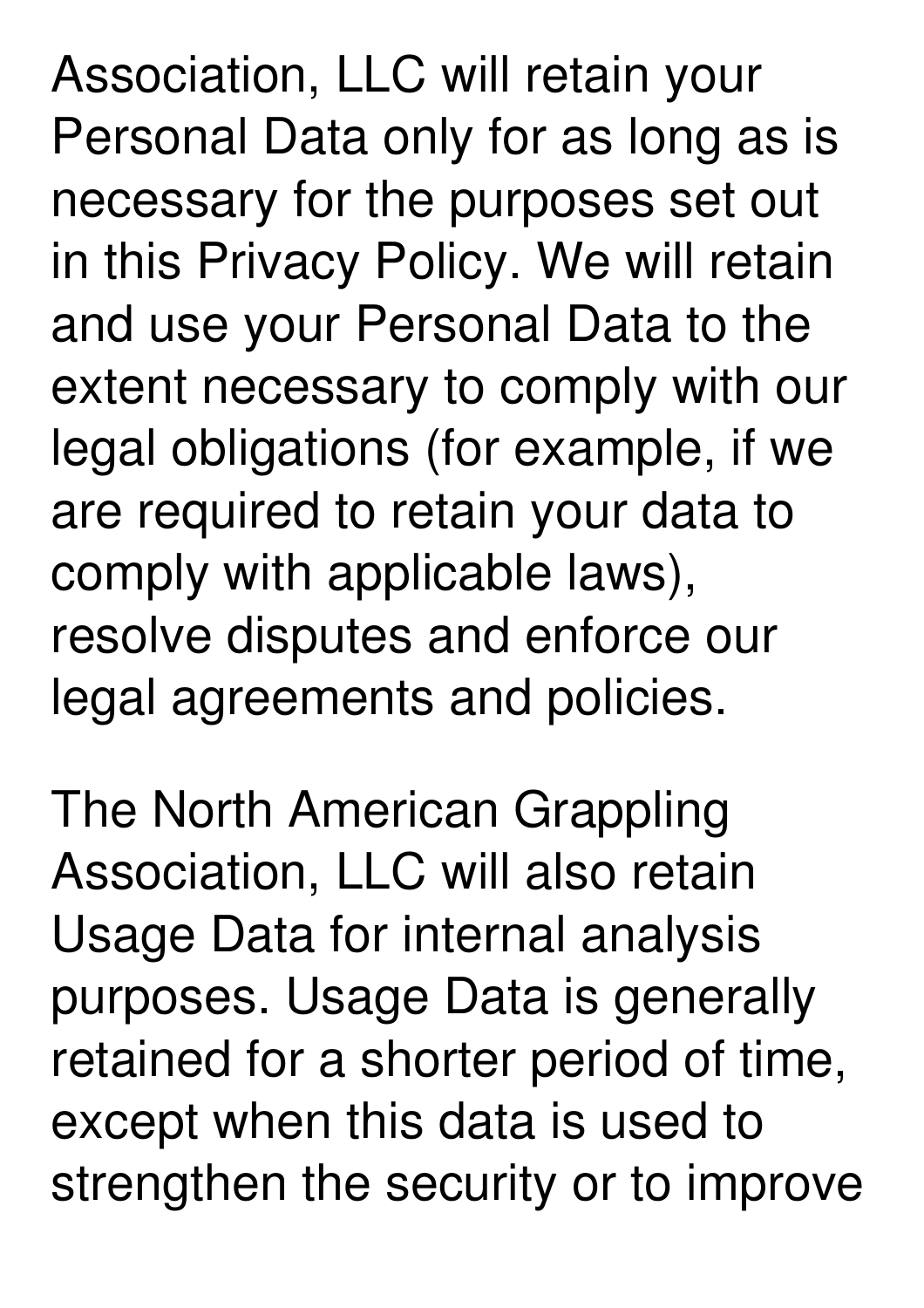Association, LLC will retain your Personal Data only for as long as is necessary for the purposes set out in this Privacy Policy. We will retain and use your Personal Data to the extent necessary to comply with our legal obligations (for example, if we are required to retain your data to comply with applicable laws), resolve disputes and enforce our legal agreements and policies.

The North American Grappling Association, LLC will also retain Usage Data for internal analysis purposes. Usage Data is generally retained for a shorter period of time, except when this data is used to strengthen the security or to improve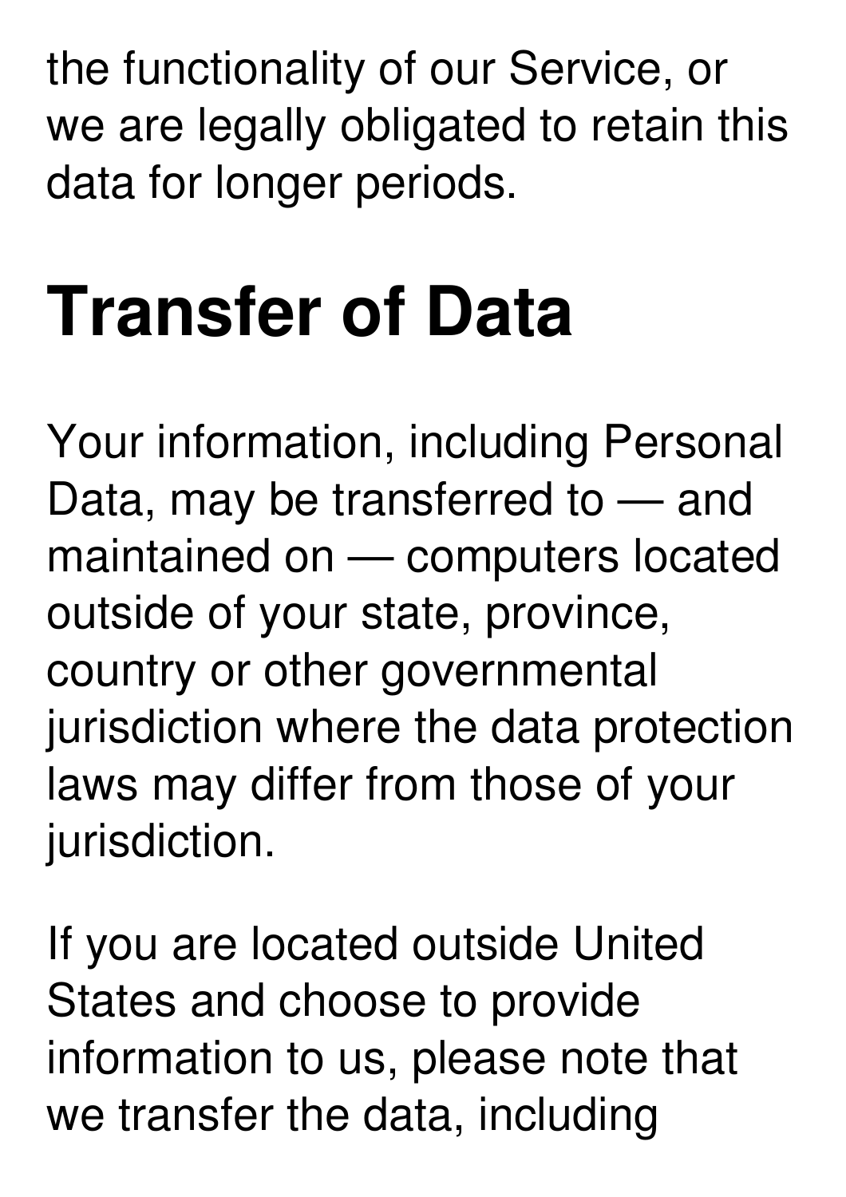the functionality of our Service, or we are legally obligated to retain this data for longer periods.

# Transfer of Data

Your information, including Personal Data, may be transferred to — and maintained on — computers located outside of your state, province, country or other governmental jurisdiction where the data protection laws may differ from those of your jurisdiction.

If you are located outside United States and choose to provide information to us, please note that we transfer the data, including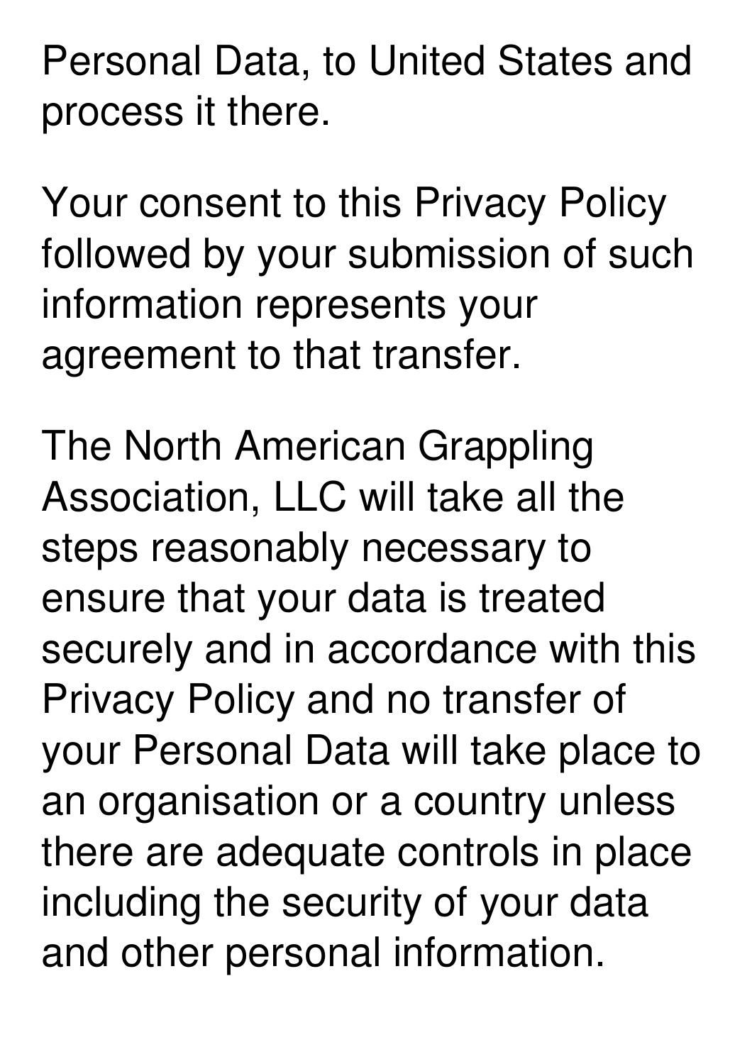Personal Data, to United States and process it there.

Your consent to this Privacy Policy followed by your submission of such information represents your agreement to that transfer.

The North American Grappling Association, LLC will take all the steps reasonably necessary to ensure that your data is treated securely and in accordance with this Privacy Policy and no transfer of your Personal Data will take place to an organisation or a country unless there are adequate controls in place including the security of your data and other personal information.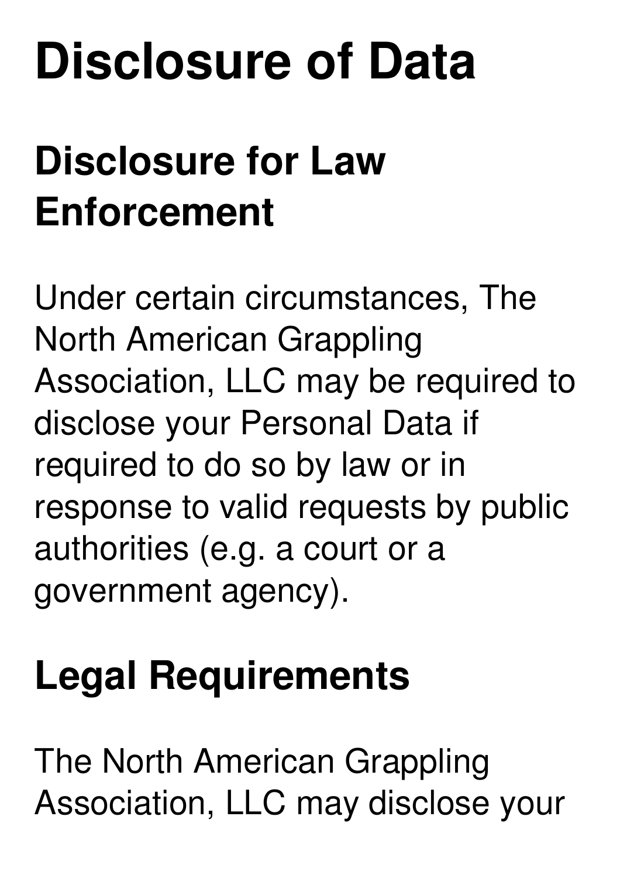# Disclosure of Data

## Disclosure for Law Enforcement

Under certain circumstances, The North American Grappling Association, LLC may be required to disclose your Personal Data if required to do so by law or in response to valid requests by public authorities (e.g. a court or a government agency).

## Legal Requirements

The North American Grappling Association, LLC may disclose your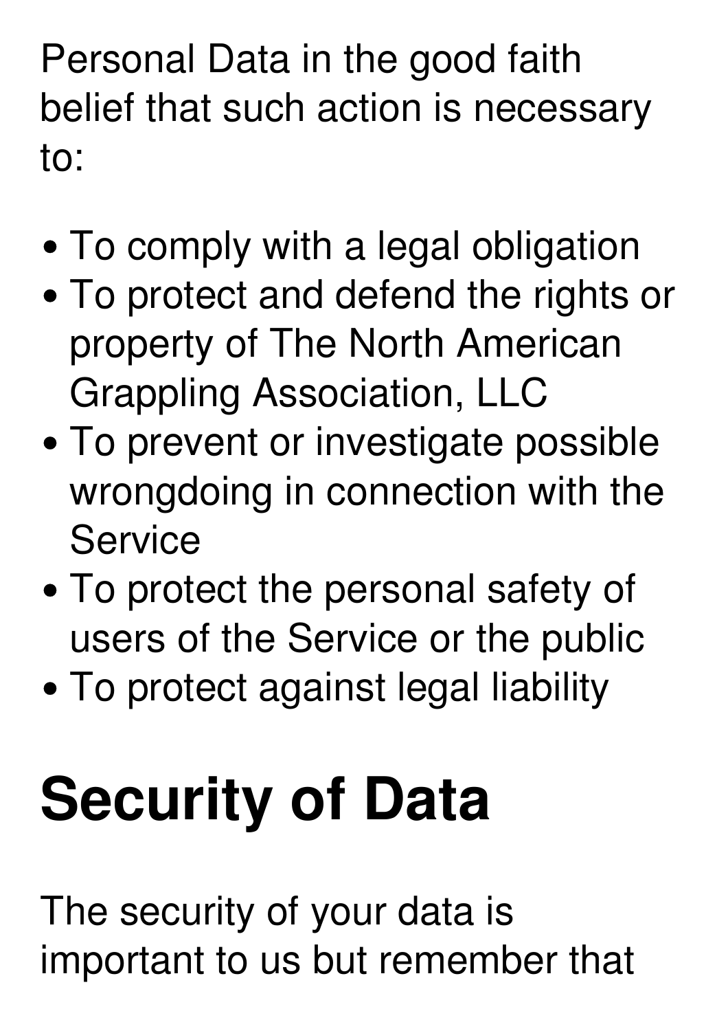Personal Data in the good faith belief that such action is necessary to:

- To comply with a legal obligation
- To protect and defend the rights or property of The North American Grappling Association, LLC
- To prevent or investigate possible wrongdoing in connection with the Service
- To protect the personal safety of users of the Service or the public
- To protect against legal liability

# Security of Data

The security of your data is important to us but remember that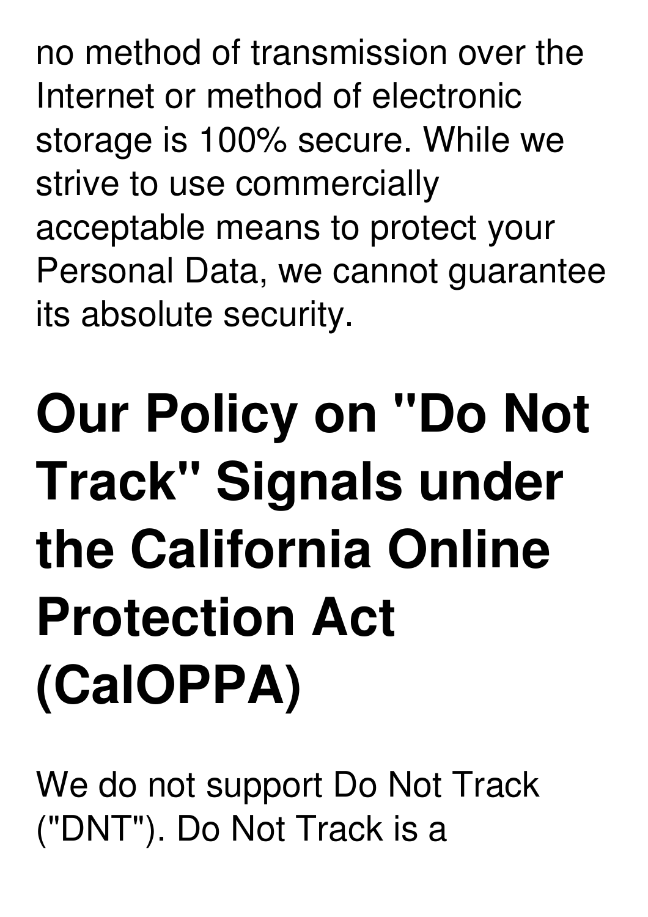no method of transmission over the Internet or method of electronic storage is 100% secure. While we strive to use commercially acceptable means to protect your Personal Data, we cannot guarantee its absolute security.

# Our Policy on "Do Not Track" Signals under the California Online Protection Act (CalOPPA)

We do not support Do Not Track ("DNT"). Do Not Track is a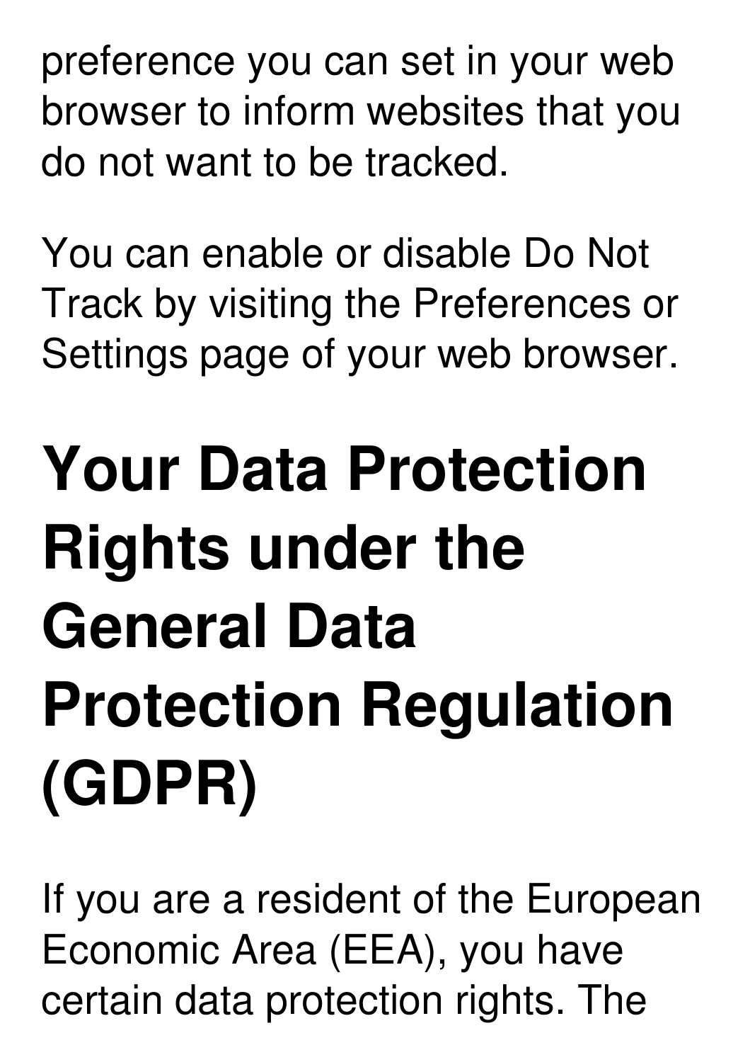preference you can set in your web browser to inform websites that you do not want to be tracked.

You can enable or disable Do Not Track by visiting the Preferences or Settings page of your web browser.

# Your Data Protection Rights under the General Data Protection Regulation (GDPR)

If you are a resident of the European Economic Area (EEA), you have certain data protection rights. The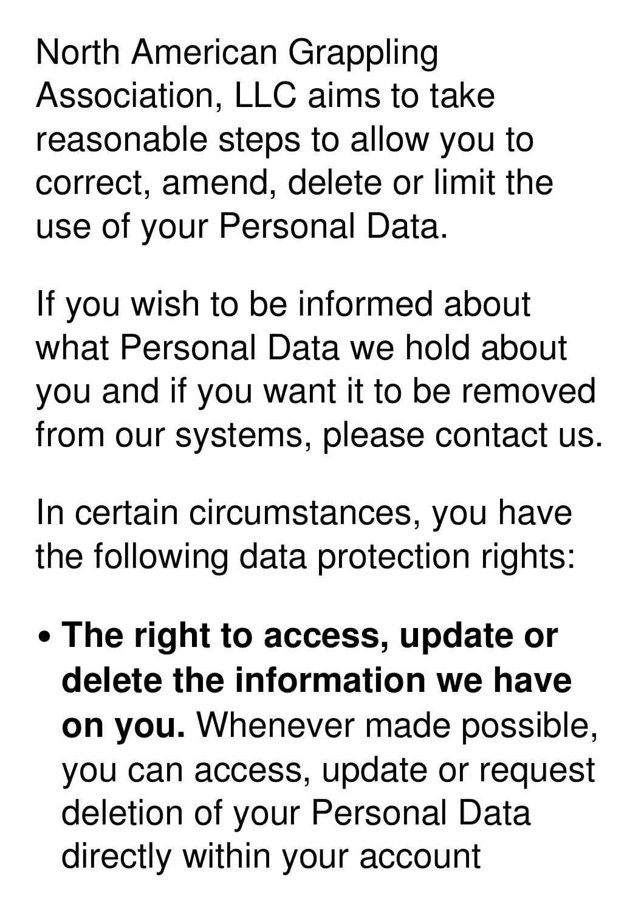North American Grappling Association, LLC aims to take reasonable steps to allow you to correct, amend, delete or limit the use of your Personal Data.

If you wish to be informed about what Personal Data we hold about you and if you want it to be removed from our systems, please contact us.

In certain circumstances, you have the following data protection rights:

- **The right to access, update or delete the information we have on you.** Whenever made possible, you can access, update or request deletion of your Personal Data directly within your account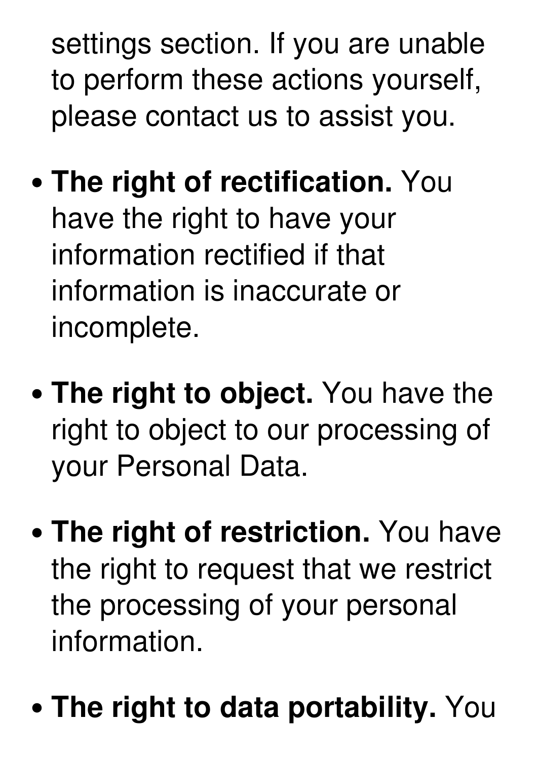settings section. If you are unable to perform these actions yourself, please contact us to assist you.

- **The right of rectification.** You have the right to have your information rectified if that information is inaccurate or incomplete.
- **The right to object.** You have the right to object to our processing of your Personal Data.
- **The right of restriction.** You have the right to request that we restrict the processing of your personal information.
- **The right to data portability.** You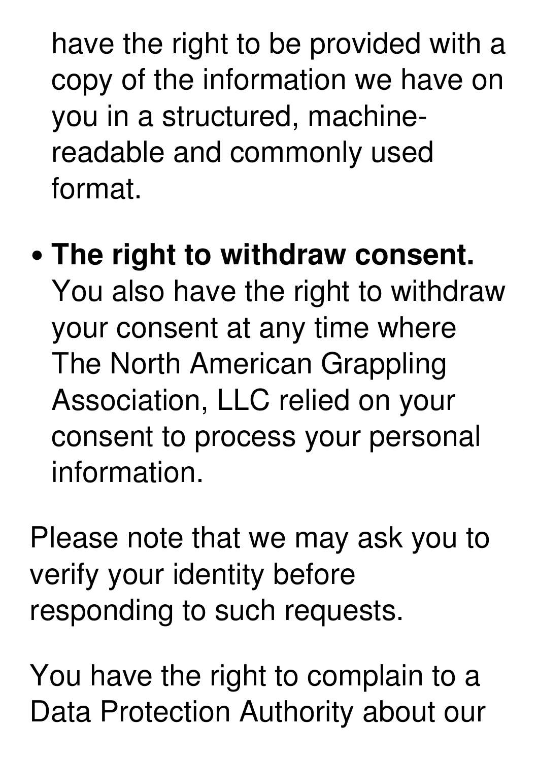have the right to be provided with a copy of the information we have on you in a structured, machine-readable and commonly used format.

- **The right to withdraw consent.** You also have the right to withdraw your consent at any time where The North American Grappling Association, LLC relied on your consent to process your personal information.

Please note that we may ask you to verify your identity before responding to such requests.

You have the right to complain to a Data Protection Authority about our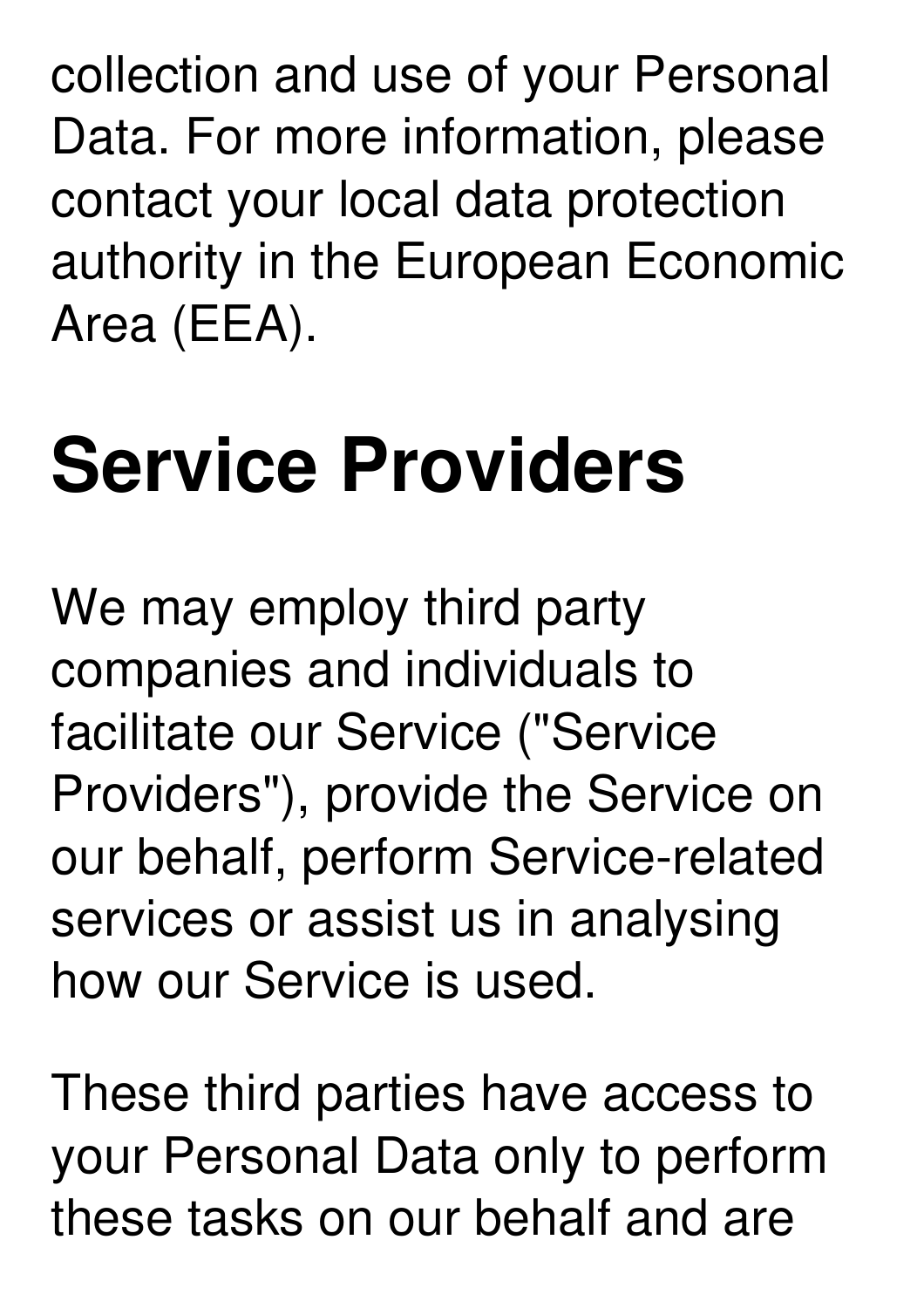collection and use of your Personal Data. For more information, please contact your local data protection authority in the European Economic Area (EEA).

## Service Providers

We may employ third party companies and individuals to facilitate our Service ("Service Providers"), provide the Service on our behalf, perform Service-related services or assist us in analysing how our Service is used.

These third parties have access to your Personal Data only to perform these tasks on our behalf and are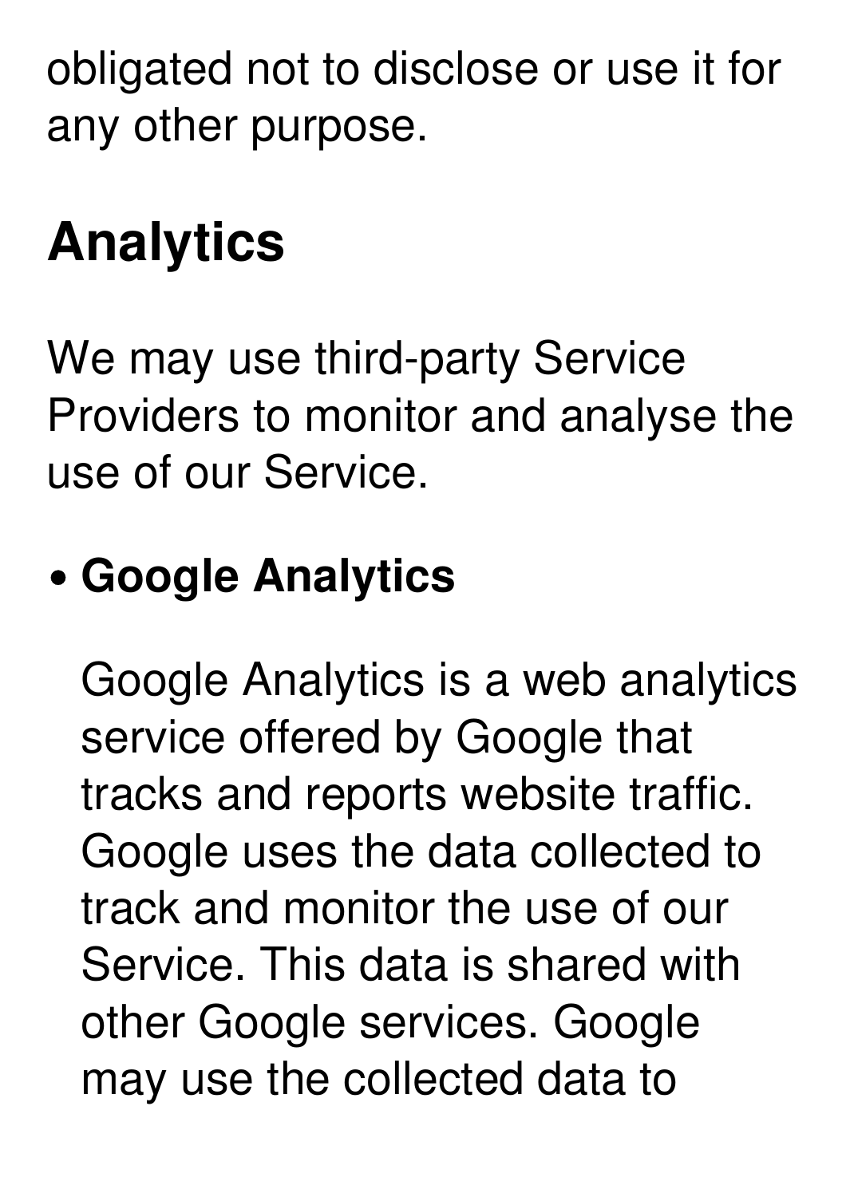obligated not to disclose or use it for any other purpose.

## Analytics

We may use third-party Service Providers to monitor and analyse the use of our Service.

- **Google Analytics**

  Google Analytics is a web analytics service offered by Google that tracks and reports website traffic. Google uses the data collected to track and monitor the use of our Service. This data is shared with other Google services. Google may use the collected data to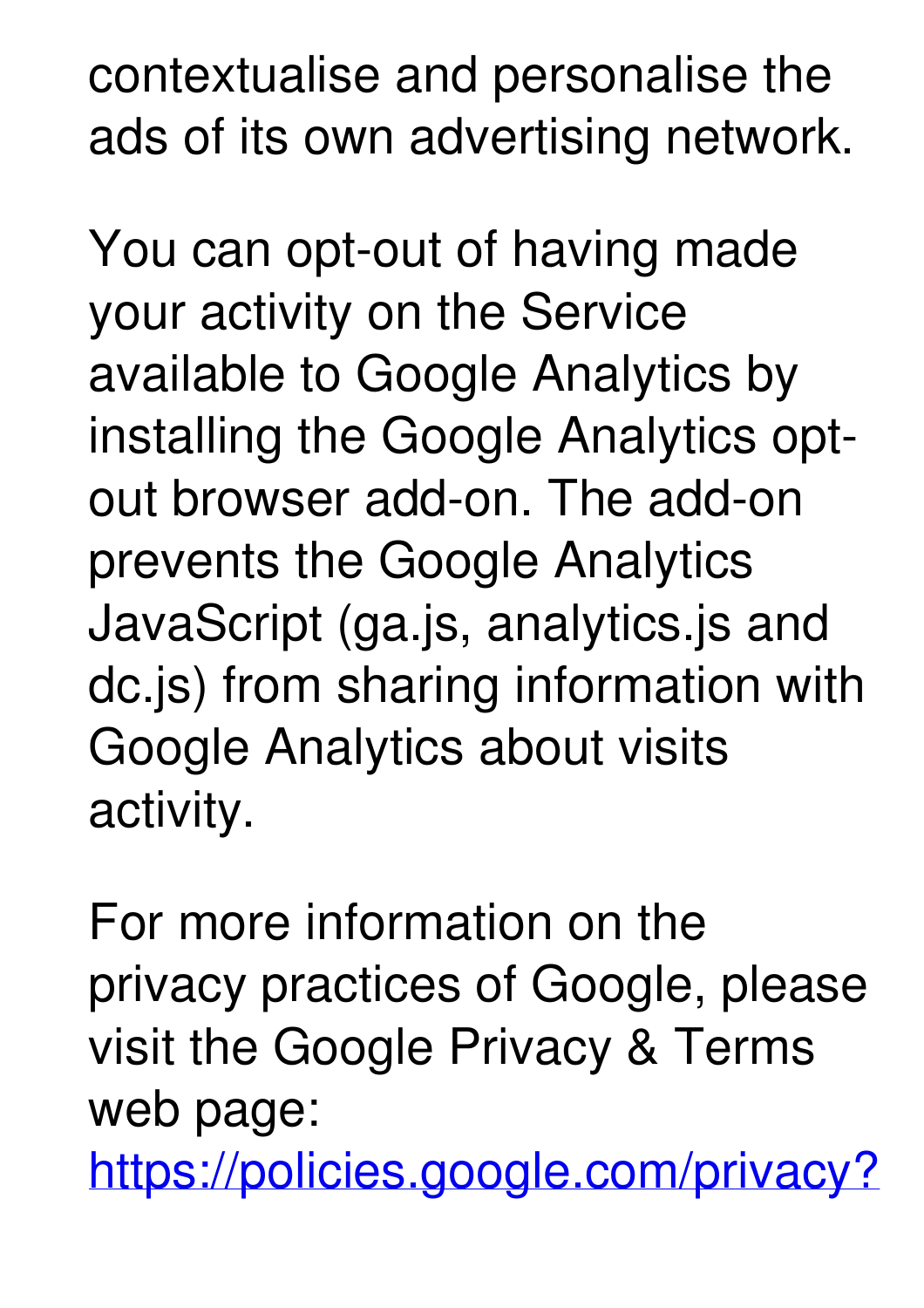contextualise and personalise the ads of its own advertising network.

You can opt-out of having made your activity on the Service available to Google Analytics by installing the Google Analytics opt-out browser add-on. The add-on prevents the Google Analytics JavaScript (ga.js, analytics.js and dc.js) from sharing information with Google Analytics about visits activity.

For more information on the privacy practices of Google, please visit the Google Privacy & Terms web page: https://policies.google.com/privacy?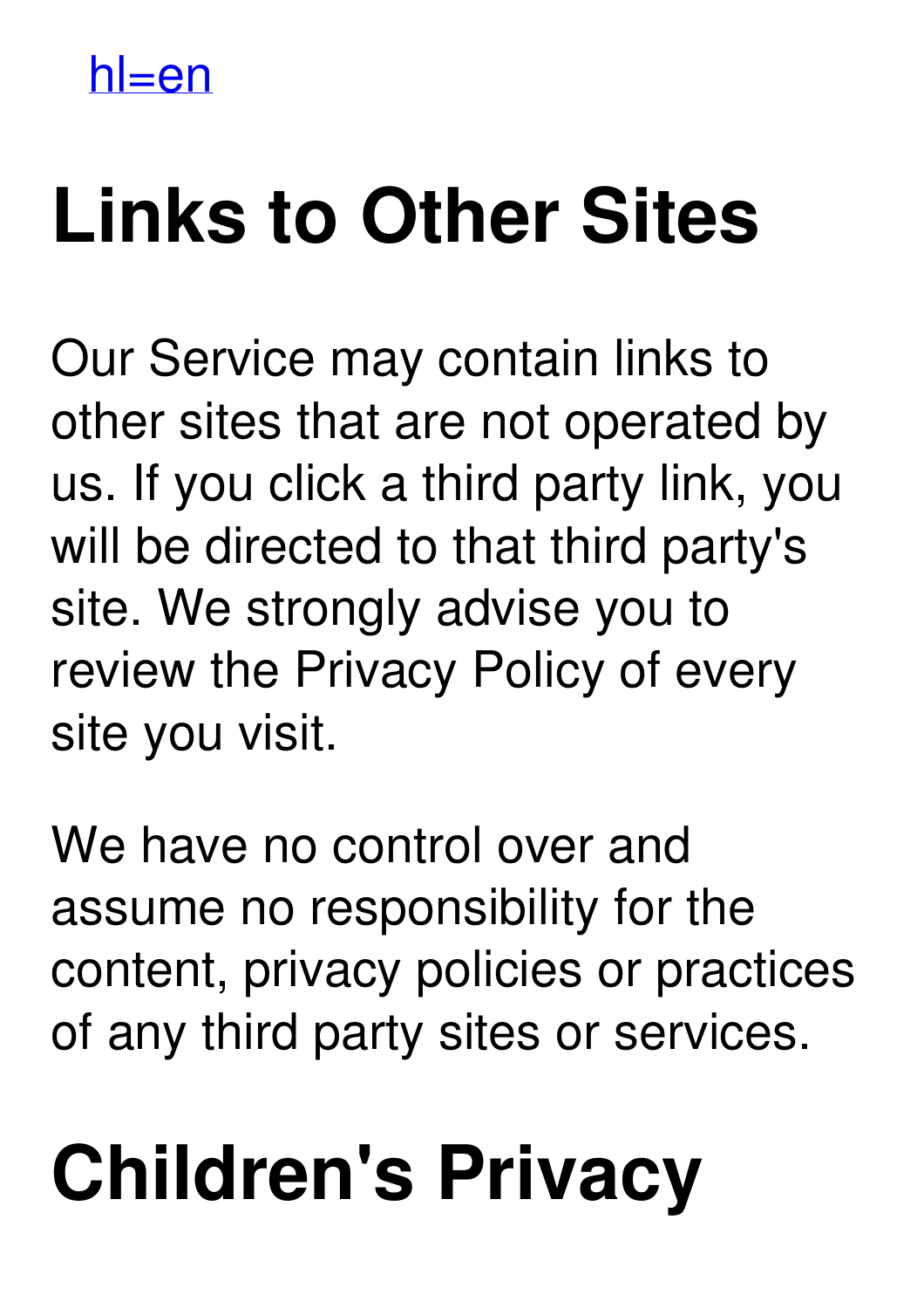[hl=en]()

# Links to Other Sites

Our Service may contain links to other sites that are not operated by us. If you click a third party link, you will be directed to that third party's site. We strongly advise you to review the Privacy Policy of every site you visit.

We have no control over and assume no responsibility for the content, privacy policies or practices of any third party sites or services.

# Children's Privacy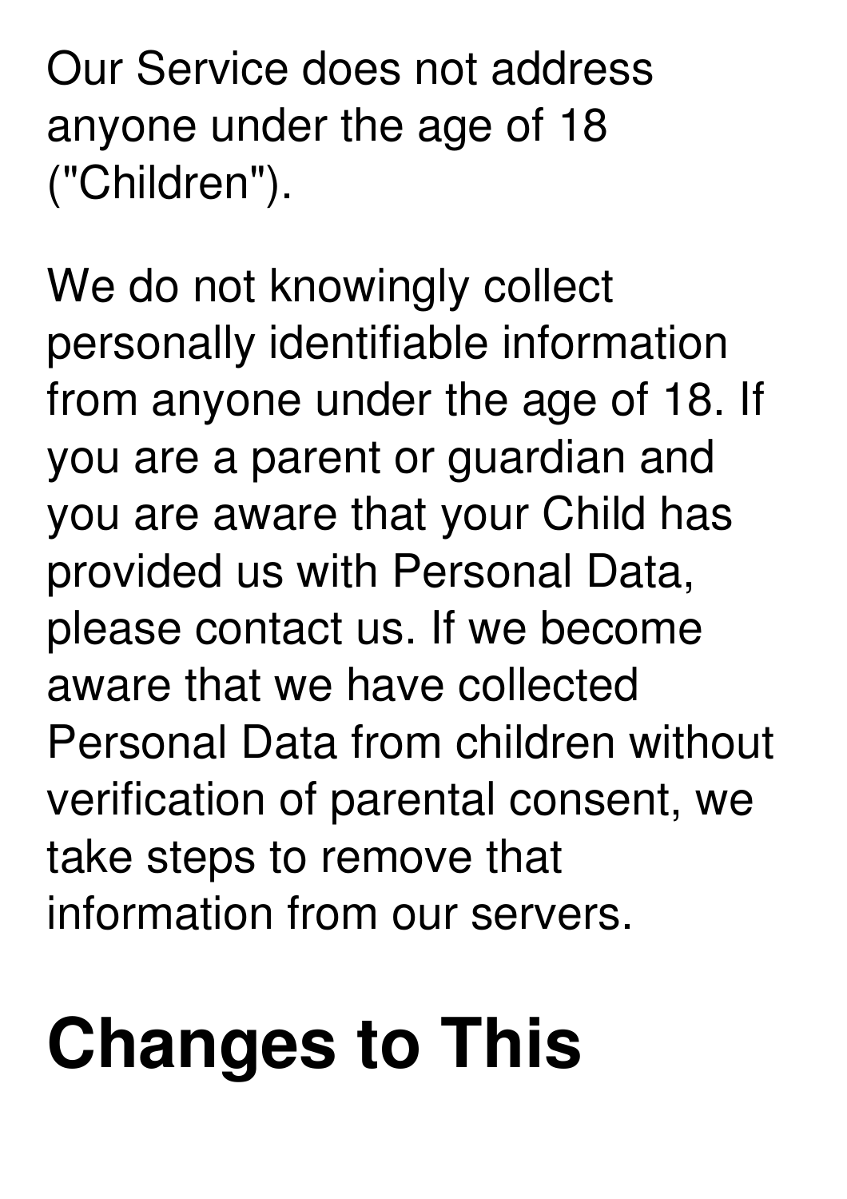Our Service does not address anyone under the age of 18 ("Children").

We do not knowingly collect personally identifiable information from anyone under the age of 18. If you are a parent or guardian and you are aware that your Child has provided us with Personal Data, please contact us. If we become aware that we have collected Personal Data from children without verification of parental consent, we take steps to remove that information from our servers.

# Changes to This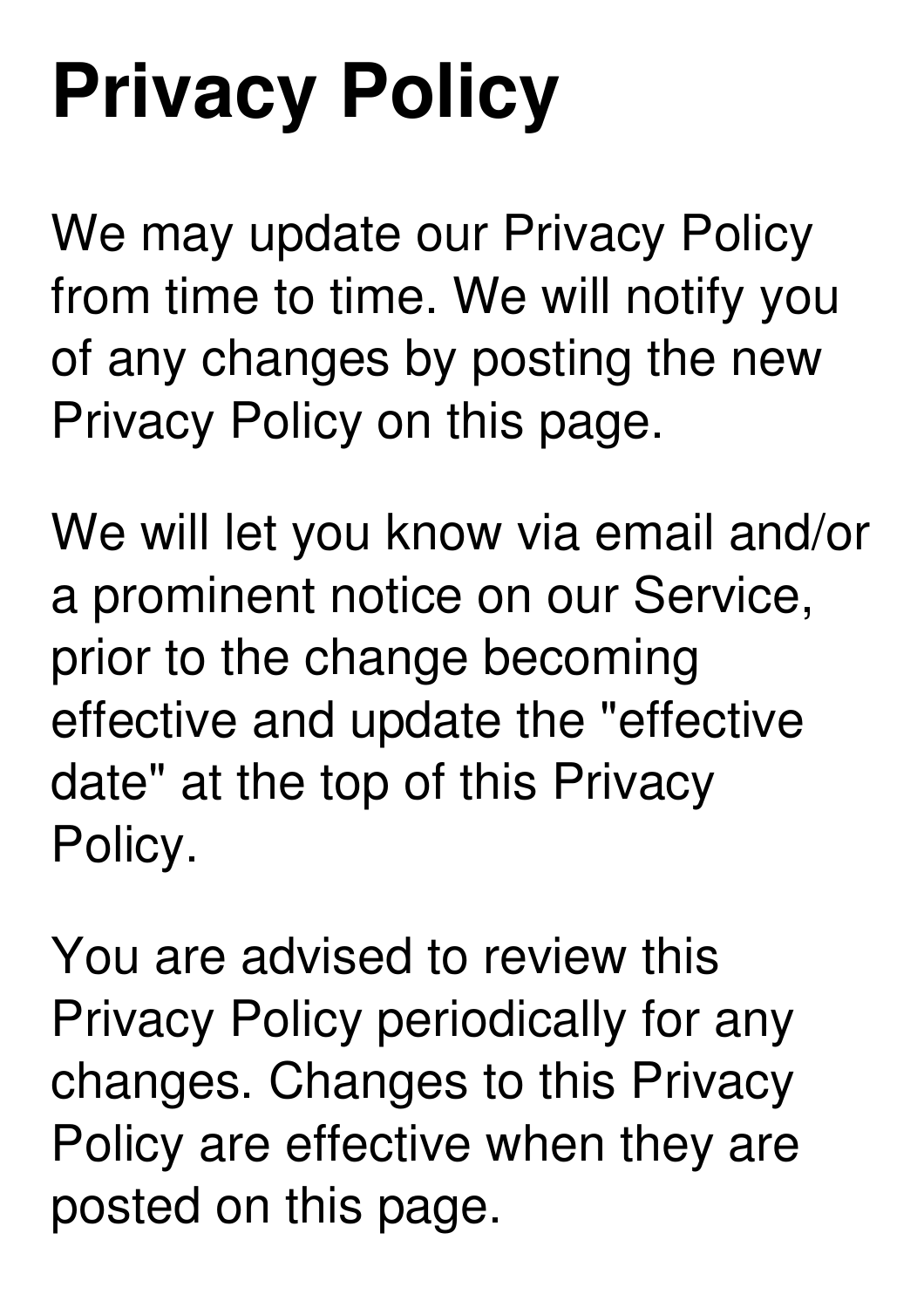# Privacy Policy

We may update our Privacy Policy from time to time. We will notify you of any changes by posting the new Privacy Policy on this page.

We will let you know via email and/or a prominent notice on our Service, prior to the change becoming effective and update the "effective date" at the top of this Privacy Policy.

You are advised to review this Privacy Policy periodically for any changes. Changes to this Privacy Policy are effective when they are posted on this page.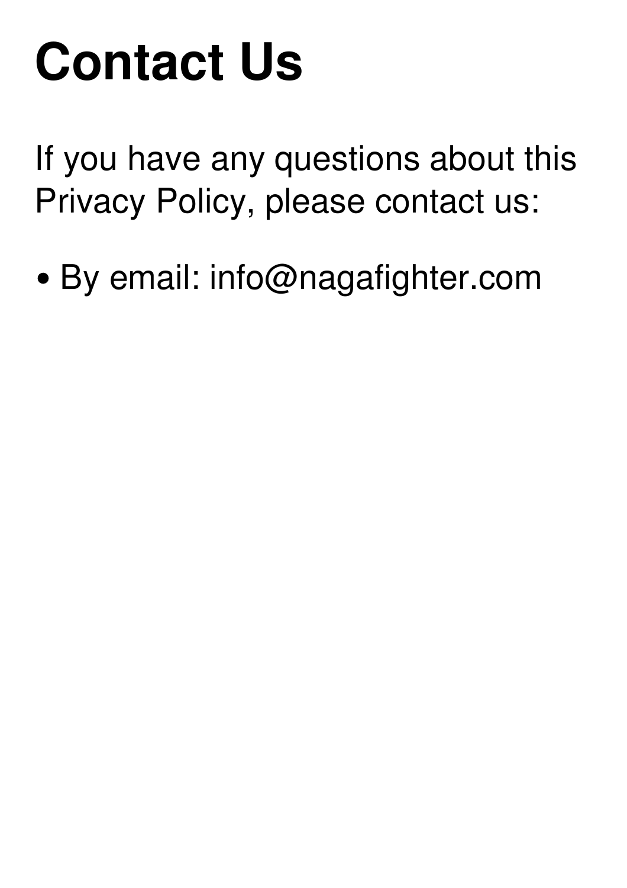# Contact Us

If you have any questions about this Privacy Policy, please contact us:

- By email: info@nagafighter.com